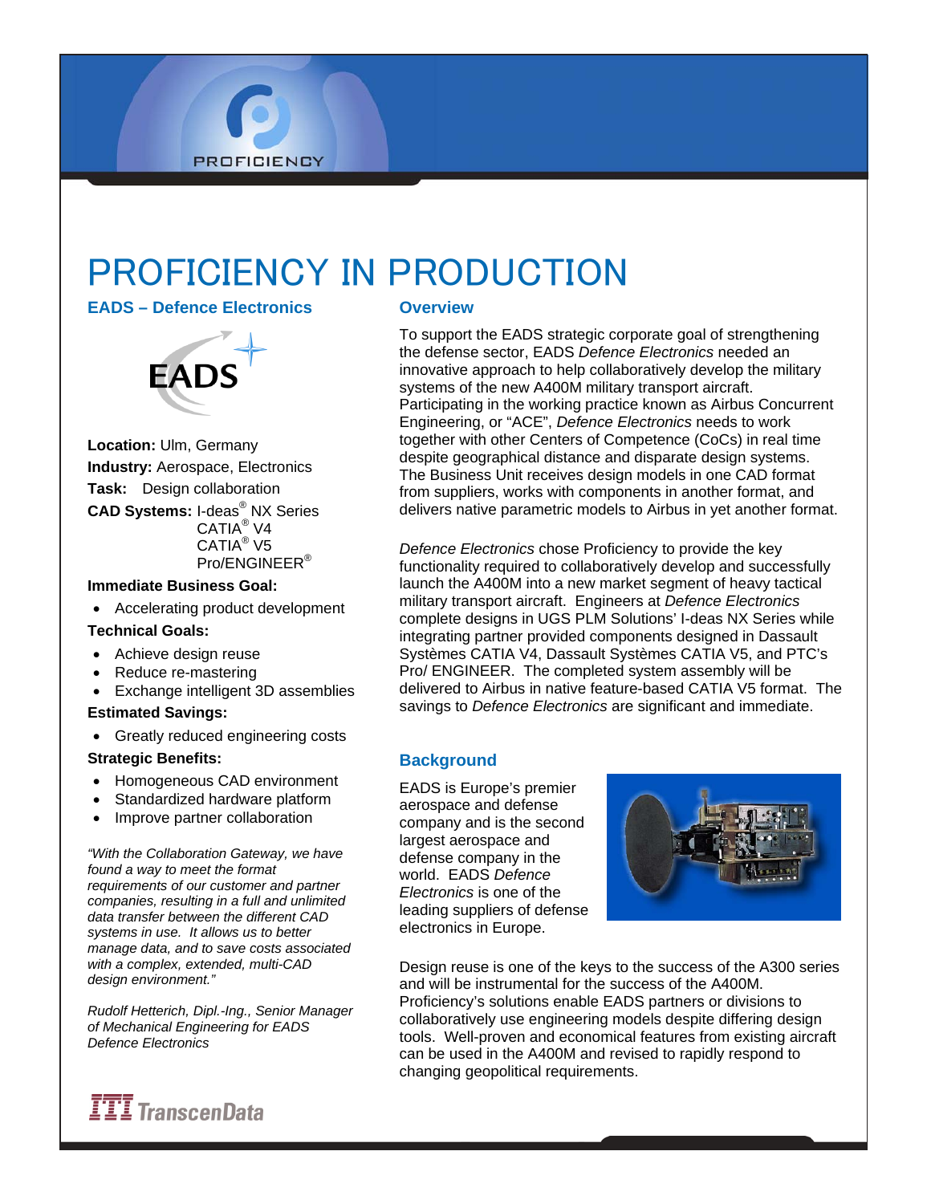# PROFICIENCY IN PRODUCTION

## EADS – Defence Electronics

**Location:** Ulm, Germany

**Industry:** Aerospace, Electronics

**Task:** Design collaboration

**CAD Systems:** I-deas® NX Series
CATIA® V4
CATIA® V5
Pro/ENGINEER®

**Immediate Business Goal:**

- Accelerating product development

**Technical Goals:**

- Achieve design reuse
- Reduce re-mastering
- Exchange intelligent 3D assemblies

**Estimated Savings:**

- Greatly reduced engineering costs

**Strategic Benefits:**

- Homogeneous CAD environment
- Standardized hardware platform
- Improve partner collaboration

*"With the Collaboration Gateway, we have found a way to meet the format requirements of our customer and partner companies, resulting in a full and unlimited data transfer between the different CAD systems in use. It allows us to better manage data, and to save costs associated with a complex, extended, multi-CAD design environment."*

*Rudolf Hetterich, Dipl.-Ing., Senior Manager of Mechanical Engineering for EADS Defence Electronics*

## Overview

To support the EADS strategic corporate goal of strengthening the defense sector, EADS *Defence Electronics* needed an innovative approach to help collaboratively develop the military systems of the new A400M military transport aircraft. Participating in the working practice known as Airbus Concurrent Engineering, or "ACE", *Defence Electronics* needs to work together with other Centers of Competence (CoCs) in real time despite geographical distance and disparate design systems. The Business Unit receives design models in one CAD format from suppliers, works with components in another format, and delivers native parametric models to Airbus in yet another format.

*Defence Electronics* chose Proficiency to provide the key functionality required to collaboratively develop and successfully launch the A400M into a new market segment of heavy tactical military transport aircraft. Engineers at *Defence Electronics* complete designs in UGS PLM Solutions' I-deas NX Series while integrating partner provided components designed in Dassault Systèmes CATIA V4, Dassault Systèmes CATIA V5, and PTC's Pro/ ENGINEER. The completed system assembly will be delivered to Airbus in native feature-based CATIA V5 format. The savings to *Defence Electronics* are significant and immediate.

## Background

EADS is Europe's premier aerospace and defense company and is the second largest aerospace and defense company in the world. EADS *Defence Electronics* is one of the leading suppliers of defense electronics in Europe.

Design reuse is one of the keys to the success of the A300 series and will be instrumental for the success of the A400M. Proficiency's solutions enable EADS partners or divisions to collaboratively use engineering models despite differing design tools. Well-proven and economical features from existing aircraft can be used in the A400M and revised to rapidly respond to changing geopolitical requirements.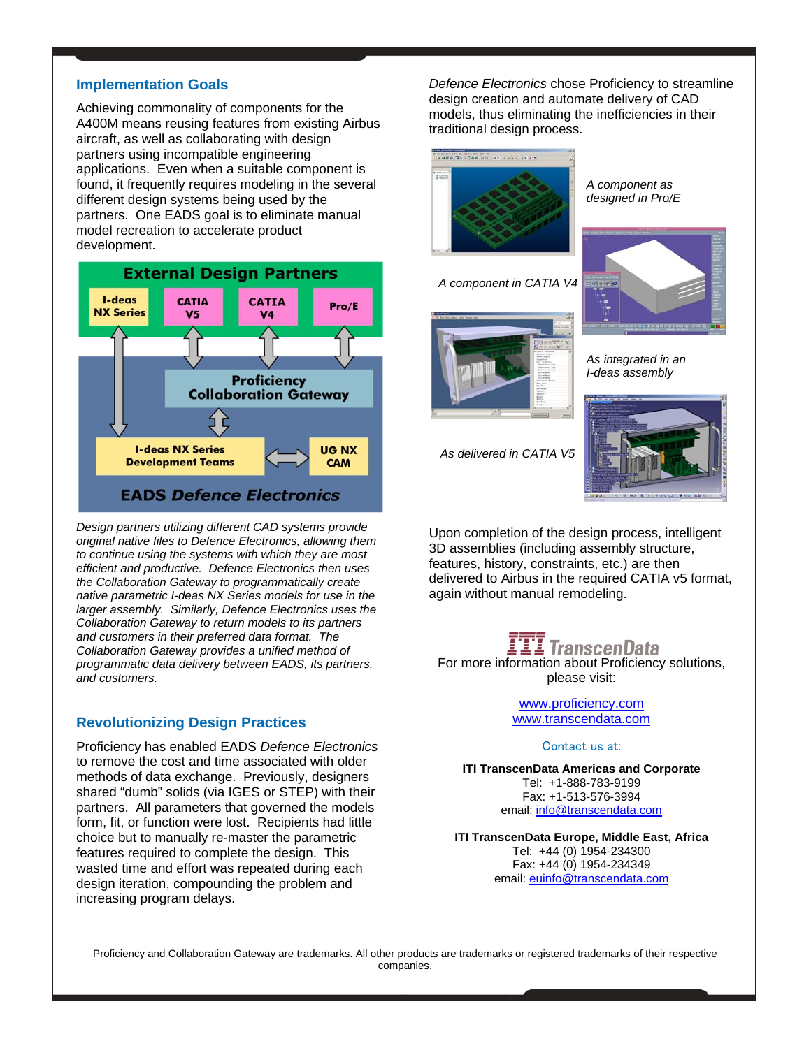## Implementation Goals

Achieving commonality of components for the A400M means reusing features from existing Airbus aircraft, as well as collaborating with design partners using incompatible engineering applications. Even when a suitable component is found, it frequently requires modeling in the several different design systems being used by the partners. One EADS goal is to eliminate manual model recreation to accelerate product development.

External Design Partners

I-deas NX Series

CATIA V5

CATIA V4

Pro/E

Proficiency Collaboration Gateway

I-deas NX Series Development Teams

UG NX CAM

EADS *Defence Electronics*

*Design partners utilizing different CAD systems provide original native files to Defence Electronics, allowing them to continue using the systems with which they are most efficient and productive. Defence Electronics then uses the Collaboration Gateway to programmatically create native parametric I-deas NX Series models for use in the larger assembly. Similarly, Defence Electronics uses the Collaboration Gateway to return models to its partners and customers in their preferred data format. The Collaboration Gateway provides a unified method of programmatic data delivery between EADS, its partners, and customers.*

## Revolutionizing Design Practices

Proficiency has enabled EADS *Defence Electronics* to remove the cost and time associated with older methods of data exchange. Previously, designers shared "dumb" solids (via IGES or STEP) with their partners. All parameters that governed the models form, fit, or function were lost. Recipients had little choice but to manually re-master the parametric features required to complete the design. This wasted time and effort was repeated during each design iteration, compounding the problem and increasing program delays.

*Defence Electronics* chose Proficiency to streamline design creation and automate delivery of CAD models, thus eliminating the inefficiencies in their traditional design process.

*A component as designed in Pro/E*

*A component in CATIA V4*

*As integrated in an I-deas assembly*

*As delivered in CATIA V5*

Upon completion of the design process, intelligent 3D assemblies (including assembly structure, features, history, constraints, etc.) are then delivered to Airbus in the required CATIA v5 format, again without manual remodeling.

ITI TranscenData

For more information about Proficiency solutions, please visit:

www.proficiency.com
www.transcendata.com

Contact us at:

**ITI TranscenData Americas and Corporate**
Tel: +1-888-783-9199
Fax: +1-513-576-3994
email: info@transcendata.com

**ITI TranscenData Europe, Middle East, Africa**
Tel: +44 (0) 1954-234300
Fax: +44 (0) 1954-234349
email: euinfo@transcendata.com

Proficiency and Collaboration Gateway are trademarks. All other products are trademarks or registered trademarks of their respective companies.